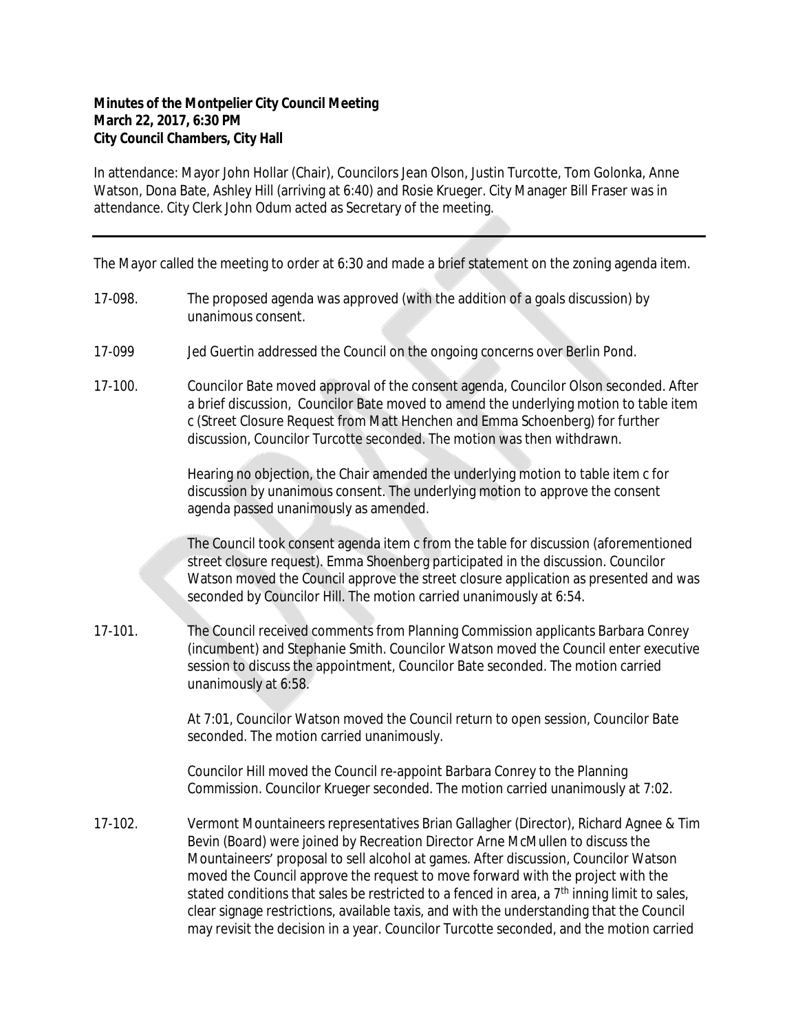**Minutes of the Montpelier City Council Meeting**
**March 22, 2017, 6:30 PM**
**City Council Chambers, City Hall**

In attendance: Mayor John Hollar (Chair), Councilors Jean Olson, Justin Turcotte, Tom Golonka, Anne Watson, Dona Bate, Ashley Hill (arriving at 6:40) and Rosie Krueger. City Manager Bill Fraser was in attendance. City Clerk John Odum acted as Secretary of the meeting.

---

The Mayor called the meeting to order at 6:30 and made a brief statement on the zoning agenda item.

17-098. The proposed agenda was approved (with the addition of a goals discussion) by unanimous consent.

17-099 Jed Guertin addressed the Council on the ongoing concerns over Berlin Pond.

17-100. Councilor Bate moved approval of the consent agenda, Councilor Olson seconded. After a brief discussion, Councilor Bate moved to amend the underlying motion to table item c (Street Closure Request from Matt Henchen and Emma Schoenberg) for further discussion, Councilor Turcotte seconded. The motion was then withdrawn.

Hearing no objection, the Chair amended the underlying motion to table item c for discussion by unanimous consent. The underlying motion to approve the consent agenda passed unanimously as amended.

The Council took consent agenda item c from the table for discussion (aforementioned street closure request). Emma Shoenberg participated in the discussion. Councilor Watson moved the Council approve the street closure application as presented and was seconded by Councilor Hill. The motion carried unanimously at 6:54.

17-101. The Council received comments from Planning Commission applicants Barbara Conrey (incumbent) and Stephanie Smith. Councilor Watson moved the Council enter executive session to discuss the appointment, Councilor Bate seconded. The motion carried unanimously at 6:58.

At 7:01, Councilor Watson moved the Council return to open session, Councilor Bate seconded. The motion carried unanimously.

Councilor Hill moved the Council re-appoint Barbara Conrey to the Planning Commission. Councilor Krueger seconded. The motion carried unanimously at 7:02.

17-102. Vermont Mountaineers representatives Brian Gallagher (Director), Richard Agnee & Tim Bevin (Board) were joined by Recreation Director Arne McMullen to discuss the Mountaineers' proposal to sell alcohol at games. After discussion, Councilor Watson moved the Council approve the request to move forward with the project with the stated conditions that sales be restricted to a fenced in area, a 7th inning limit to sales, clear signage restrictions, available taxis, and with the understanding that the Council may revisit the decision in a year. Councilor Turcotte seconded, and the motion carried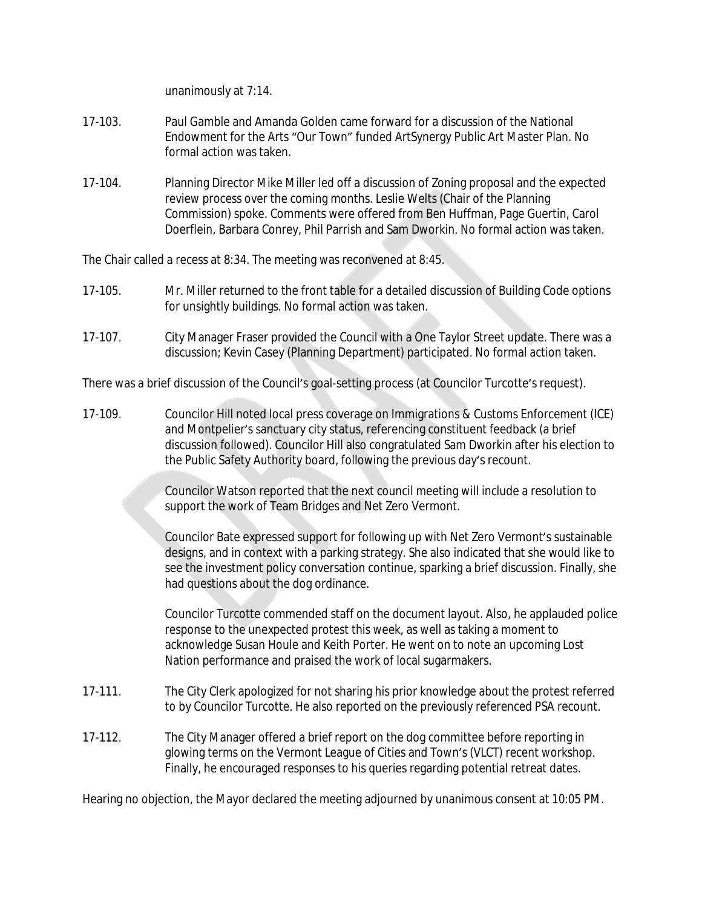unanimously at 7:14.

17-103. Paul Gamble and Amanda Golden came forward for a discussion of the National Endowment for the Arts "Our Town" funded ArtSynergy Public Art Master Plan. No formal action was taken.

17-104. Planning Director Mike Miller led off a discussion of Zoning proposal and the expected review process over the coming months. Leslie Welts (Chair of the Planning Commission) spoke. Comments were offered from Ben Huffman, Page Guertin, Carol Doerflein, Barbara Conrey, Phil Parrish and Sam Dworkin. No formal action was taken.

The Chair called a recess at 8:34. The meeting was reconvened at 8:45.

17-105. Mr. Miller returned to the front table for a detailed discussion of Building Code options for unsightly buildings. No formal action was taken.

17-107. City Manager Fraser provided the Council with a One Taylor Street update. There was a discussion; Kevin Casey (Planning Department) participated. No formal action taken.

There was a brief discussion of the Council's goal-setting process (at Councilor Turcotte's request).

17-109. Councilor Hill noted local press coverage on Immigrations & Customs Enforcement (ICE) and Montpelier's sanctuary city status, referencing constituent feedback (a brief discussion followed). Councilor Hill also congratulated Sam Dworkin after his election to the Public Safety Authority board, following the previous day's recount.

Councilor Watson reported that the next council meeting will include a resolution to support the work of Team Bridges and Net Zero Vermont.

Councilor Bate expressed support for following up with Net Zero Vermont's sustainable designs, and in context with a parking strategy. She also indicated that she would like to see the investment policy conversation continue, sparking a brief discussion. Finally, she had questions about the dog ordinance.

Councilor Turcotte commended staff on the document layout. Also, he applauded police response to the unexpected protest this week, as well as taking a moment to acknowledge Susan Houle and Keith Porter. He went on to note an upcoming Lost Nation performance and praised the work of local sugarmakers.

17-111. The City Clerk apologized for not sharing his prior knowledge about the protest referred to by Councilor Turcotte. He also reported on the previously referenced PSA recount.

17-112. The City Manager offered a brief report on the dog committee before reporting in glowing terms on the Vermont League of Cities and Town's (VLCT) recent workshop. Finally, he encouraged responses to his queries regarding potential retreat dates.

Hearing no objection, the Mayor declared the meeting adjourned by unanimous consent at 10:05 PM.